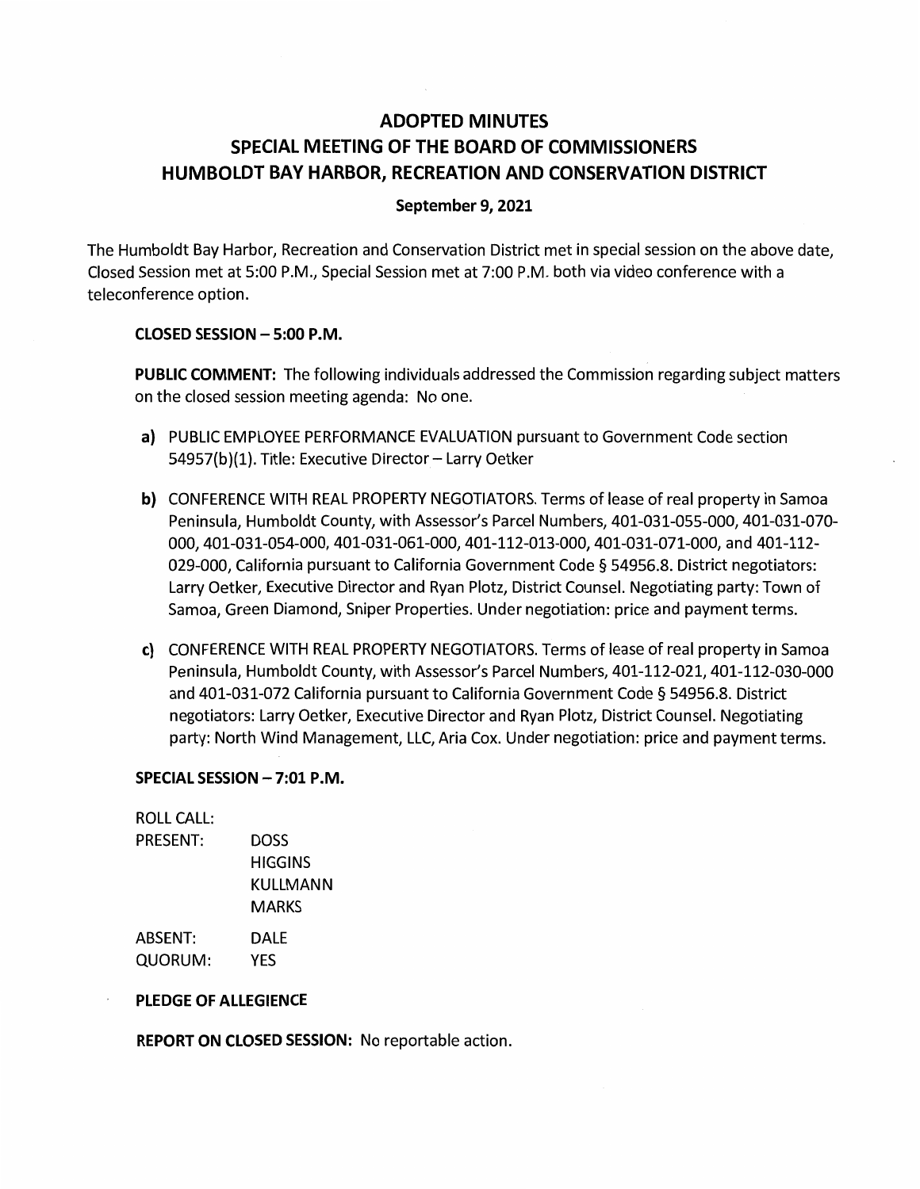# ADOPTED MINUTES
# SPECIAL MEETING OF THE BOARD OF COMMISSIONERS
# HUMBOLDT BAY HARBOR, RECREATION AND CONSERVATION DISTRICT

**September 9, 2021**

The Humboldt Bay Harbor, Recreation and Conservation District met in special session on the above date, Closed Session met at 5:00 P.M., Special Session met at 7:00 P.M. both via video conference with a teleconference option.

**CLOSED SESSION – 5:00 P.M.**

**PUBLIC COMMENT:** The following individuals addressed the Commission regarding subject matters on the closed session meeting agenda: No one.

**a)** PUBLIC EMPLOYEE PERFORMANCE EVALUATION pursuant to Government Code section 54957(b)(1). Title: Executive Director – Larry Oetker

**b)** CONFERENCE WITH REAL PROPERTY NEGOTIATORS. Terms of lease of real property in Samoa Peninsula, Humboldt County, with Assessor's Parcel Numbers, 401-031-055-000, 401-031-070-000, 401-031-054-000, 401-031-061-000, 401-112-013-000, 401-031-071-000, and 401-112-029-000, California pursuant to California Government Code § 54956.8. District negotiators: Larry Oetker, Executive Director and Ryan Plotz, District Counsel. Negotiating party: Town of Samoa, Green Diamond, Sniper Properties. Under negotiation: price and payment terms.

**c)** CONFERENCE WITH REAL PROPERTY NEGOTIATORS. Terms of lease of real property in Samoa Peninsula, Humboldt County, with Assessor's Parcel Numbers, 401-112-021, 401-112-030-000 and 401-031-072 California pursuant to California Government Code § 54956.8. District negotiators: Larry Oetker, Executive Director and Ryan Plotz, District Counsel. Negotiating party: North Wind Management, LLC, Aria Cox. Under negotiation: price and payment terms.

**SPECIAL SESSION – 7:01 P.M.**

ROLL CALL:

| | |
|---|---|
| PRESENT: | DOSS |
| | HIGGINS |
| | KULLMANN |
| | MARKS |
| ABSENT: | DALE |
| QUORUM: | YES |

**PLEDGE OF ALLEGIENCE**

**REPORT ON CLOSED SESSION:** No reportable action.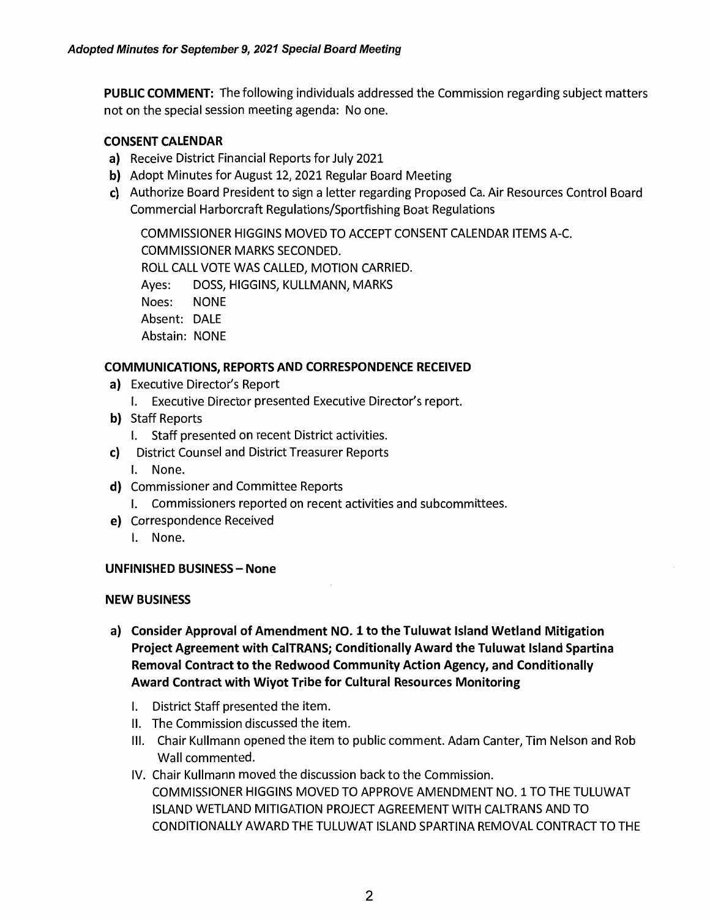**PUBLIC COMMENT:** The following individuals addressed the Commission regarding subject matters not on the special session meeting agenda: No one.

**CONSENT CALENDAR**

- **a)** Receive District Financial Reports for July 2021
- **b)** Adopt Minutes for August 12, 2021 Regular Board Meeting
- **c)** Authorize Board President to sign a letter regarding Proposed Ca. Air Resources Control Board Commercial Harborcraft Regulations/Sportfishing Boat Regulations

COMMISSIONER HIGGINS MOVED TO ACCEPT CONSENT CALENDAR ITEMS A-C.
COMMISSIONER MARKS SECONDED.
ROLL CALL VOTE WAS CALLED, MOTION CARRIED.
Ayes: DOSS, HIGGINS, KULLMANN, MARKS
Noes: NONE
Absent: DALE
Abstain: NONE

**COMMUNICATIONS, REPORTS AND CORRESPONDENCE RECEIVED**

- **a)** Executive Director's Report
  - I. Executive Director presented Executive Director's report.
- **b)** Staff Reports
  - I. Staff presented on recent District activities.
- **c)** District Counsel and District Treasurer Reports
  - I. None.
- **d)** Commissioner and Committee Reports
  - I. Commissioners reported on recent activities and subcommittees.
- **e)** Correspondence Received
  - I. None.

**UNFINISHED BUSINESS – None**

**NEW BUSINESS**

- **a) Consider Approval of Amendment NO. 1 to the Tuluwat Island Wetland Mitigation Project Agreement with CalTRANS; Conditionally Award the Tuluwat Island Spartina Removal Contract to the Redwood Community Action Agency, and Conditionally Award Contract with Wiyot Tribe for Cultural Resources Monitoring**
  - I. District Staff presented the item.
  - II. The Commission discussed the item.
  - III. Chair Kullmann opened the item to public comment. Adam Canter, Tim Nelson and Rob Wall commented.
  - IV. Chair Kullmann moved the discussion back to the Commission.
    COMMISSIONER HIGGINS MOVED TO APPROVE AMENDMENT NO. 1 TO THE TULUWAT ISLAND WETLAND MITIGATION PROJECT AGREEMENT WITH CALTRANS AND TO CONDITIONALLY AWARD THE TULUWAT ISLAND SPARTINA REMOVAL CONTRACT TO THE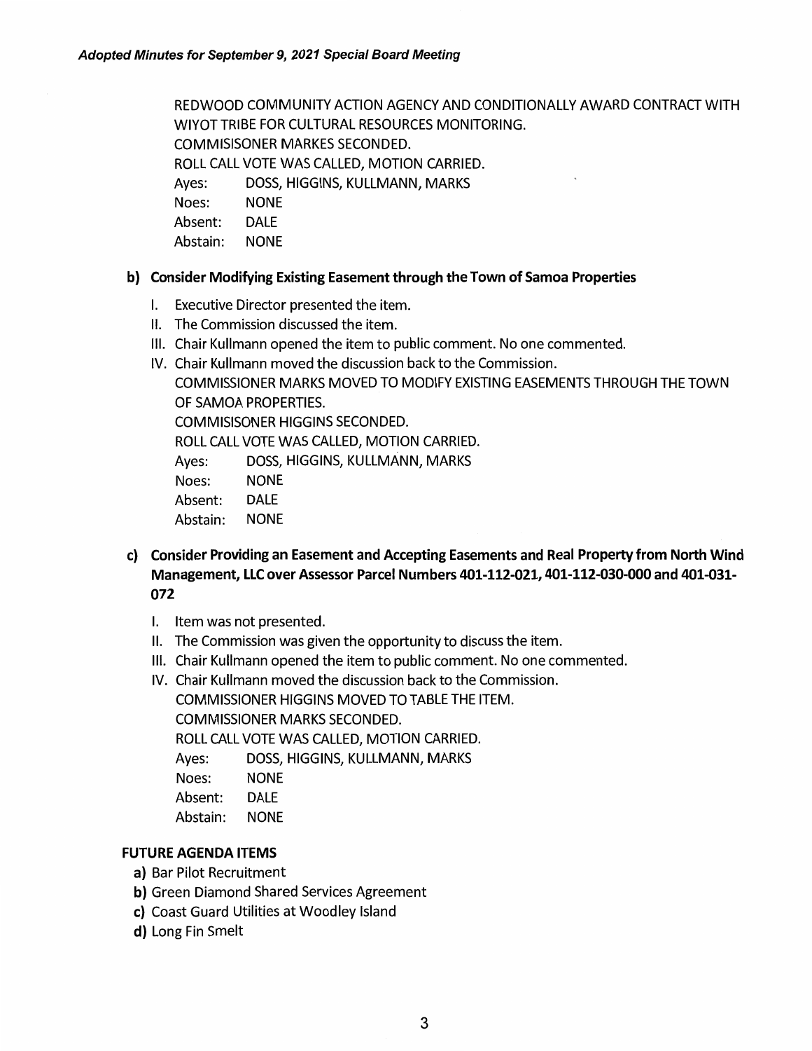REDWOOD COMMUNITY ACTION AGENCY AND CONDITIONALLY AWARD CONTRACT WITH WIYOT TRIBE FOR CULTURAL RESOURCES MONITORING.
COMMISISONER MARKES SECONDED.
ROLL CALL VOTE WAS CALLED, MOTION CARRIED.

Ayes: DOSS, HIGGINS, KULLMANN, MARKS
Noes: NONE
Absent: DALE
Abstain: NONE

**b) Consider Modifying Existing Easement through the Town of Samoa Properties**

I. Executive Director presented the item.
II. The Commission discussed the item.
III. Chair Kullmann opened the item to public comment. No one commented.
IV. Chair Kullmann moved the discussion back to the Commission.
COMMISSIONER MARKS MOVED TO MODIFY EXISTING EASEMENTS THROUGH THE TOWN OF SAMOA PROPERTIES.
COMMISISONER HIGGINS SECONDED.
ROLL CALL VOTE WAS CALLED, MOTION CARRIED.

Ayes: DOSS, HIGGINS, KULLMANN, MARKS
Noes: NONE
Absent: DALE
Abstain: NONE

**c) Consider Providing an Easement and Accepting Easements and Real Property from North Wind Management, LLC over Assessor Parcel Numbers 401-112-021, 401-112-030-000 and 401-031-072**

I. Item was not presented.
II. The Commission was given the opportunity to discuss the item.
III. Chair Kullmann opened the item to public comment. No one commented.
IV. Chair Kullmann moved the discussion back to the Commission.
COMMISSIONER HIGGINS MOVED TO TABLE THE ITEM.
COMMISSIONER MARKS SECONDED.
ROLL CALL VOTE WAS CALLED, MOTION CARRIED.

Ayes: DOSS, HIGGINS, KULLMANN, MARKS
Noes: NONE
Absent: DALE
Abstain: NONE

**FUTURE AGENDA ITEMS**

**a)** Bar Pilot Recruitment
**b)** Green Diamond Shared Services Agreement
**c)** Coast Guard Utilities at Woodley Island
**d)** Long Fin Smelt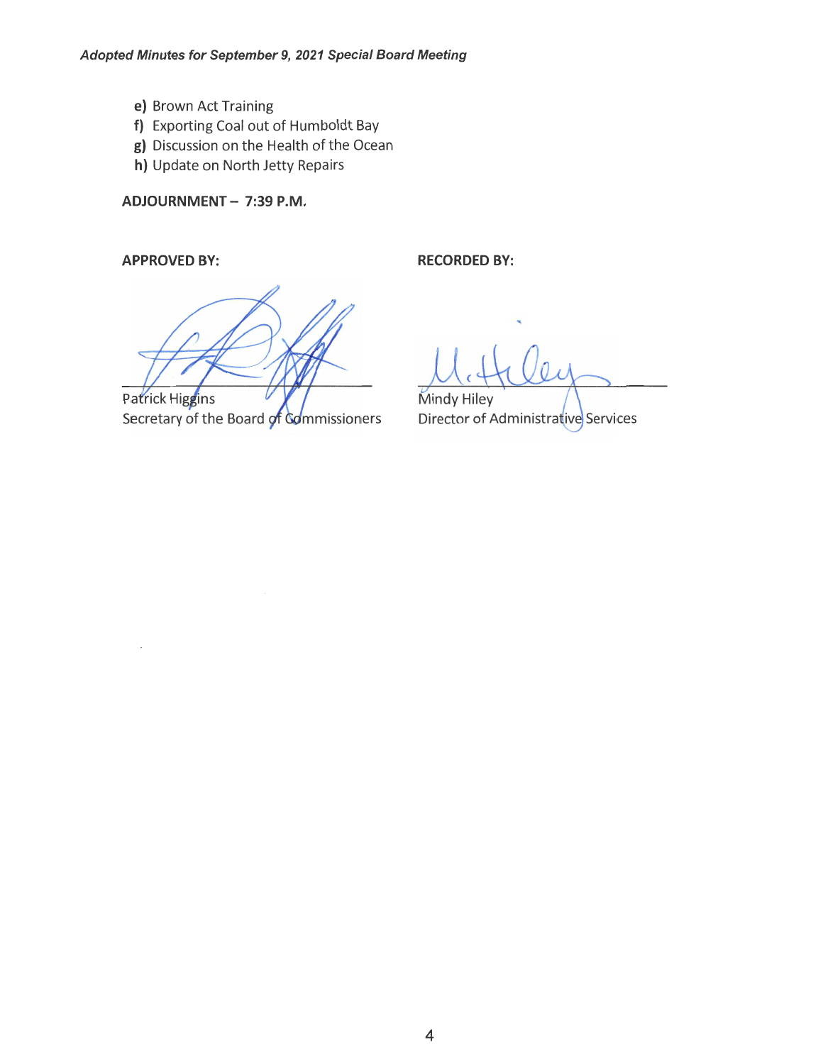e) Brown Act Training
f) Exporting Coal out of Humboldt Bay
g) Discussion on the Health of the Ocean
h) Update on North Jetty Repairs

**ADJOURNMENT – 7:39 P.M.**

**APPROVED BY:**

Patrick Higgins
Secretary of the Board of Commissioners

**RECORDED BY:**

Mindy Hiley
Director of Administrative Services